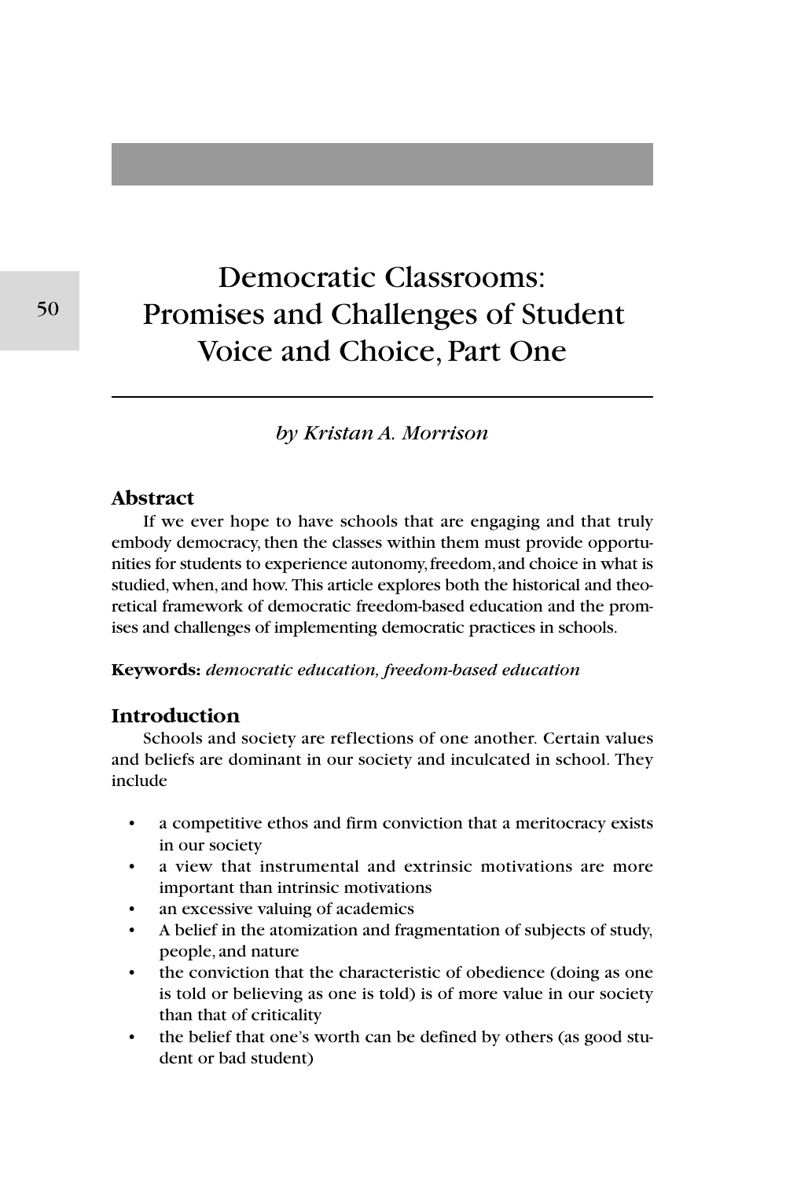# Democratic Classrooms: Promises and Challenges of Student Voice and Choice, Part One

*by Kristan A. Morrison*

## Abstract

If we ever hope to have schools that are engaging and that truly embody democracy, then the classes within them must provide opportunities for students to experience autonomy, freedom, and choice in what is studied, when, and how. This article explores both the historical and theoretical framework of democratic freedom-based education and the promises and challenges of implementing democratic practices in schools.

**Keywords:** *democratic education, freedom-based education*

## Introduction

Schools and society are reflections of one another. Certain values and beliefs are dominant in our society and inculcated in school. They include

- a competitive ethos and firm conviction that a meritocracy exists in our society
- a view that instrumental and extrinsic motivations are more important than intrinsic motivations
- an excessive valuing of academics
- A belief in the atomization and fragmentation of subjects of study, people, and nature
- the conviction that the characteristic of obedience (doing as one is told or believing as one is told) is of more value in our society than that of criticality
- the belief that one's worth can be defined by others (as good student or bad student)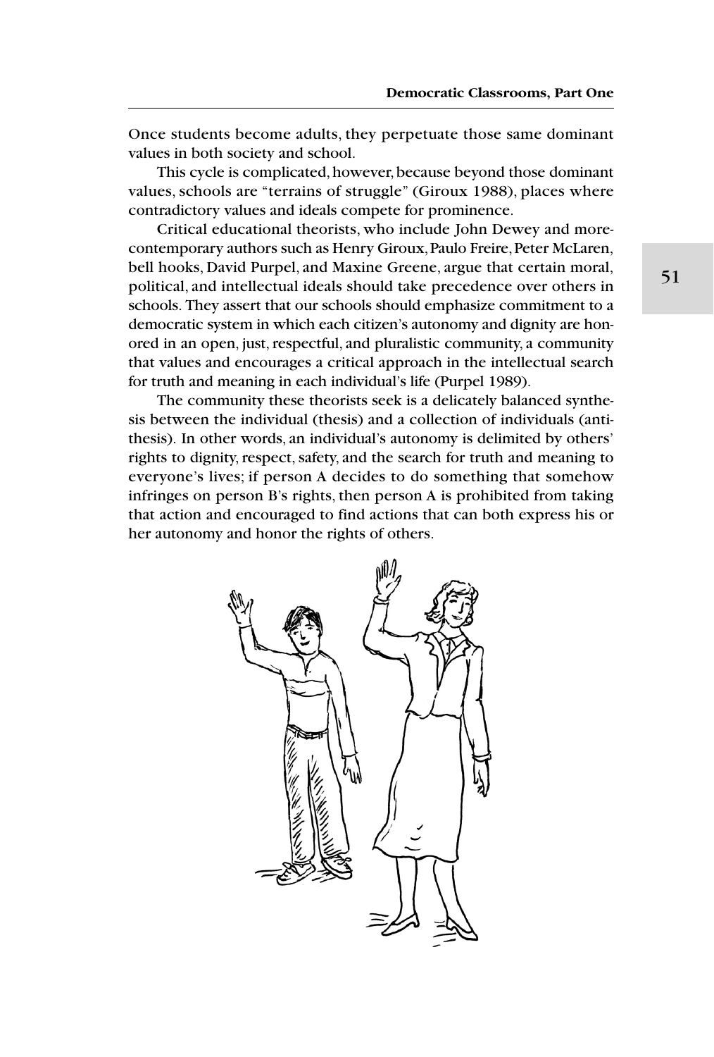Once students become adults, they perpetuate those same dominant values in both society and school.

This cycle is complicated, however, because beyond those dominant values, schools are "terrains of struggle" (Giroux 1988), places where contradictory values and ideals compete for prominence.

Critical educational theorists, who include John Dewey and more-contemporary authors such as Henry Giroux, Paulo Freire, Peter McLaren, bell hooks, David Purpel, and Maxine Greene, argue that certain moral, political, and intellectual ideals should take precedence over others in schools. They assert that our schools should emphasize commitment to a democratic system in which each citizen's autonomy and dignity are honored in an open, just, respectful, and pluralistic community, a community that values and encourages a critical approach in the intellectual search for truth and meaning in each individual's life (Purpel 1989).

The community these theorists seek is a delicately balanced synthesis between the individual (thesis) and a collection of individuals (antithesis). In other words, an individual's autonomy is delimited by others' rights to dignity, respect, safety, and the search for truth and meaning to everyone's lives; if person A decides to do something that somehow infringes on person B's rights, then person A is prohibited from taking that action and encouraged to find actions that can both express his or her autonomy and honor the rights of others.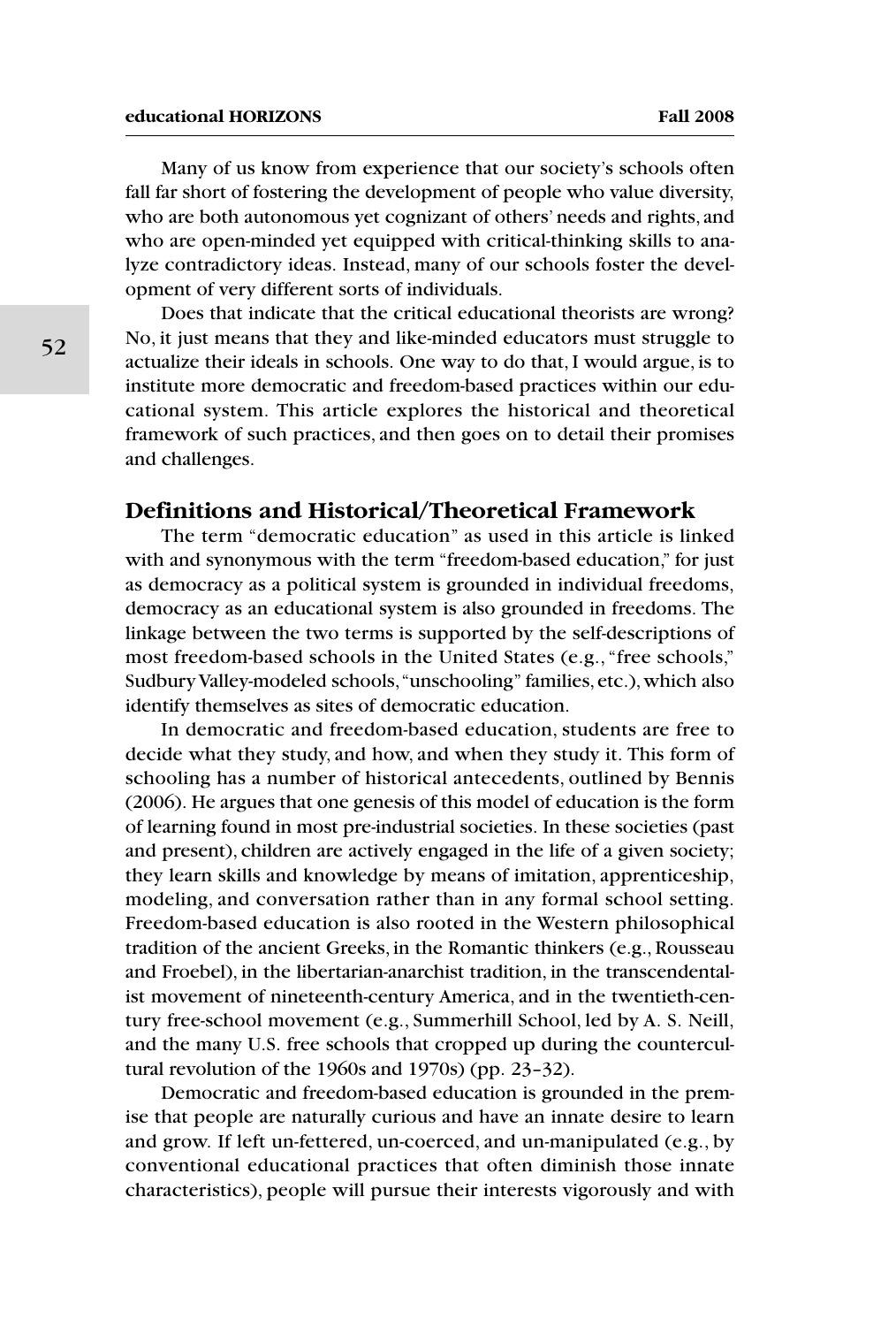Many of us know from experience that our society's schools often fall far short of fostering the development of people who value diversity, who are both autonomous yet cognizant of others' needs and rights, and who are open-minded yet equipped with critical-thinking skills to analyze contradictory ideas. Instead, many of our schools foster the development of very different sorts of individuals.

Does that indicate that the critical educational theorists are wrong? No, it just means that they and like-minded educators must struggle to actualize their ideals in schools. One way to do that, I would argue, is to institute more democratic and freedom-based practices within our educational system. This article explores the historical and theoretical framework of such practices, and then goes on to detail their promises and challenges.

## Definitions and Historical/Theoretical Framework

The term "democratic education" as used in this article is linked with and synonymous with the term "freedom-based education," for just as democracy as a political system is grounded in individual freedoms, democracy as an educational system is also grounded in freedoms. The linkage between the two terms is supported by the self-descriptions of most freedom-based schools in the United States (e.g., "free schools," Sudbury Valley-modeled schools, "unschooling" families, etc.), which also identify themselves as sites of democratic education.

In democratic and freedom-based education, students are free to decide what they study, and how, and when they study it. This form of schooling has a number of historical antecedents, outlined by Bennis (2006). He argues that one genesis of this model of education is the form of learning found in most pre-industrial societies. In these societies (past and present), children are actively engaged in the life of a given society; they learn skills and knowledge by means of imitation, apprenticeship, modeling, and conversation rather than in any formal school setting. Freedom-based education is also rooted in the Western philosophical tradition of the ancient Greeks, in the Romantic thinkers (e.g., Rousseau and Froebel), in the libertarian-anarchist tradition, in the transcendentalist movement of nineteenth-century America, and in the twentieth-century free-school movement (e.g., Summerhill School, led by A. S. Neill, and the many U.S. free schools that cropped up during the countercultural revolution of the 1960s and 1970s) (pp. 23–32).

Democratic and freedom-based education is grounded in the premise that people are naturally curious and have an innate desire to learn and grow. If left un-fettered, un-coerced, and un-manipulated (e.g., by conventional educational practices that often diminish those innate characteristics), people will pursue their interests vigorously and with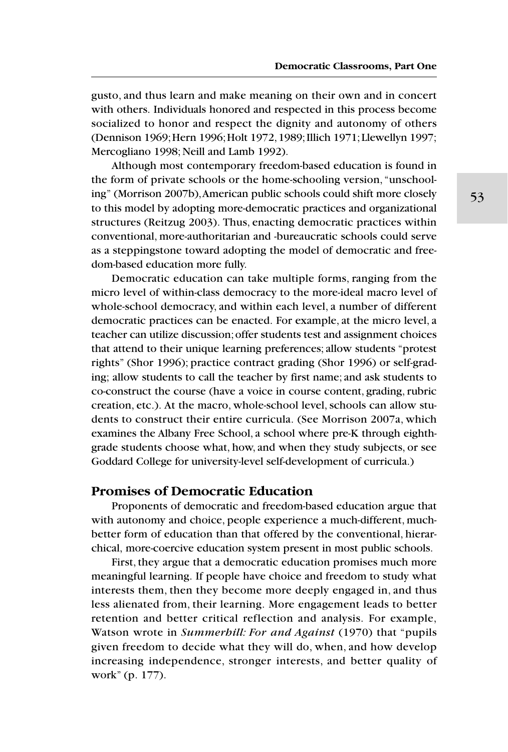gusto, and thus learn and make meaning on their own and in concert with others. Individuals honored and respected in this process become socialized to honor and respect the dignity and autonomy of others (Dennison 1969; Hern 1996; Holt 1972, 1989; Illich 1971; Llewellyn 1997; Mercogliano 1998; Neill and Lamb 1992).

Although most contemporary freedom-based education is found in the form of private schools or the home-schooling version, "unschooling" (Morrison 2007b), American public schools could shift more closely to this model by adopting more-democratic practices and organizational structures (Reitzug 2003). Thus, enacting democratic practices within conventional, more-authoritarian and -bureaucratic schools could serve as a steppingstone toward adopting the model of democratic and freedom-based education more fully.

Democratic education can take multiple forms, ranging from the micro level of within-class democracy to the more-ideal macro level of whole-school democracy, and within each level, a number of different democratic practices can be enacted. For example, at the micro level, a teacher can utilize discussion; offer students test and assignment choices that attend to their unique learning preferences; allow students "protest rights" (Shor 1996); practice contract grading (Shor 1996) or self-grading; allow students to call the teacher by first name; and ask students to co-construct the course (have a voice in course content, grading, rubric creation, etc.). At the macro, whole-school level, schools can allow students to construct their entire curricula. (See Morrison 2007a, which examines the Albany Free School, a school where pre-K through eighth-grade students choose what, how, and when they study subjects, or see Goddard College for university-level self-development of curricula.)

## Promises of Democratic Education

Proponents of democratic and freedom-based education argue that with autonomy and choice, people experience a much-different, much-better form of education than that offered by the conventional, hierarchical, more-coercive education system present in most public schools.

First, they argue that a democratic education promises much more meaningful learning. If people have choice and freedom to study what interests them, then they become more deeply engaged in, and thus less alienated from, their learning. More engagement leads to better retention and better critical reflection and analysis. For example, Watson wrote in *Summerhill: For and Against* (1970) that "pupils given freedom to decide what they will do, when, and how develop increasing independence, stronger interests, and better quality of work" (p. 177).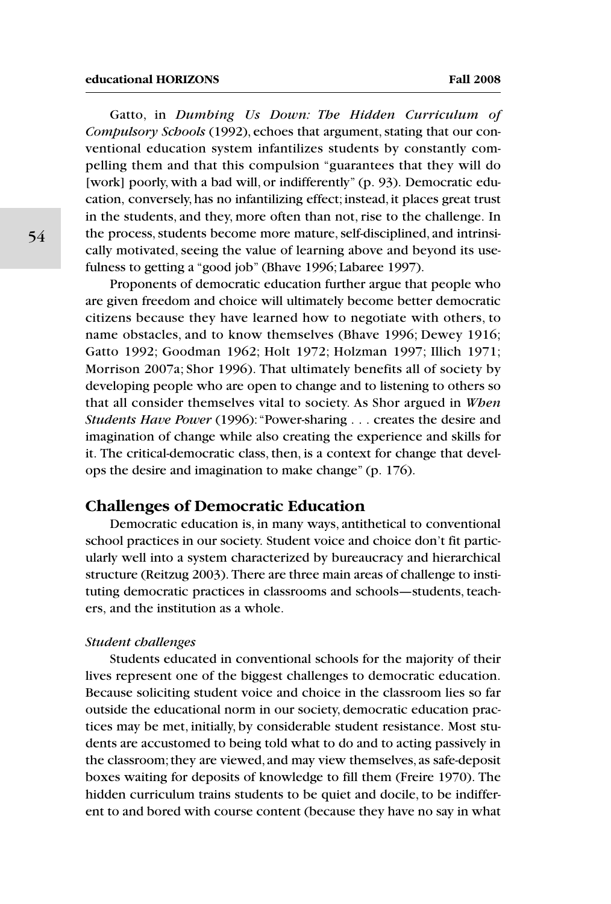Gatto, in *Dumbing Us Down: The Hidden Curriculum of Compulsory Schools* (1992), echoes that argument, stating that our conventional education system infantilizes students by constantly compelling them and that this compulsion "guarantees that they will do [work] poorly, with a bad will, or indifferently" (p. 93). Democratic education, conversely, has no infantilizing effect; instead, it places great trust in the students, and they, more often than not, rise to the challenge. In the process, students become more mature, self-disciplined, and intrinsically motivated, seeing the value of learning above and beyond its usefulness to getting a "good job" (Bhave 1996; Labaree 1997).

Proponents of democratic education further argue that people who are given freedom and choice will ultimately become better democratic citizens because they have learned how to negotiate with others, to name obstacles, and to know themselves (Bhave 1996; Dewey 1916; Gatto 1992; Goodman 1962; Holt 1972; Holzman 1997; Illich 1971; Morrison 2007a; Shor 1996). That ultimately benefits all of society by developing people who are open to change and to listening to others so that all consider themselves vital to society. As Shor argued in *When Students Have Power* (1996): "Power-sharing . . . creates the desire and imagination of change while also creating the experience and skills for it. The critical-democratic class, then, is a context for change that develops the desire and imagination to make change" (p. 176).

## Challenges of Democratic Education

Democratic education is, in many ways, antithetical to conventional school practices in our society. Student voice and choice don't fit particularly well into a system characterized by bureaucracy and hierarchical structure (Reitzug 2003). There are three main areas of challenge to instituting democratic practices in classrooms and schools—students, teachers, and the institution as a whole.

### *Student challenges*

Students educated in conventional schools for the majority of their lives represent one of the biggest challenges to democratic education. Because soliciting student voice and choice in the classroom lies so far outside the educational norm in our society, democratic education practices may be met, initially, by considerable student resistance. Most students are accustomed to being told what to do and to acting passively in the classroom; they are viewed, and may view themselves, as safe-deposit boxes waiting for deposits of knowledge to fill them (Freire 1970). The hidden curriculum trains students to be quiet and docile, to be indifferent to and bored with course content (because they have no say in what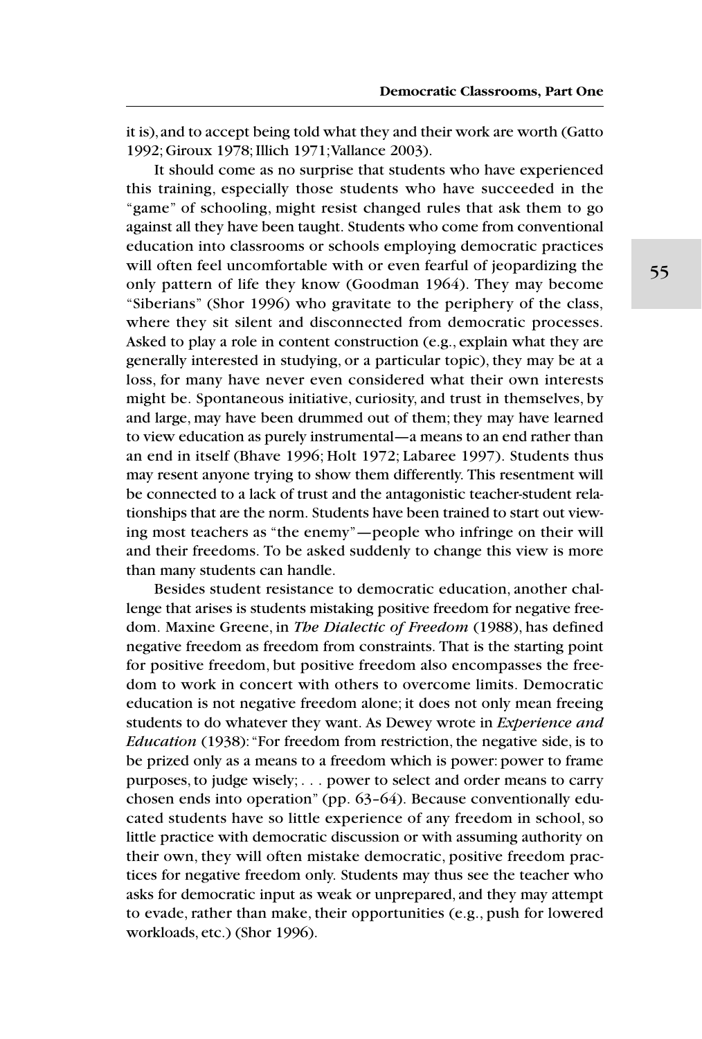it is), and to accept being told what they and their work are worth (Gatto 1992; Giroux 1978; Illich 1971; Vallance 2003).

It should come as no surprise that students who have experienced this training, especially those students who have succeeded in the "game" of schooling, might resist changed rules that ask them to go against all they have been taught. Students who come from conventional education into classrooms or schools employing democratic practices will often feel uncomfortable with or even fearful of jeopardizing the only pattern of life they know (Goodman 1964). They may become "Siberians" (Shor 1996) who gravitate to the periphery of the class, where they sit silent and disconnected from democratic processes. Asked to play a role in content construction (e.g., explain what they are generally interested in studying, or a particular topic), they may be at a loss, for many have never even considered what their own interests might be. Spontaneous initiative, curiosity, and trust in themselves, by and large, may have been drummed out of them; they may have learned to view education as purely instrumental—a means to an end rather than an end in itself (Bhave 1996; Holt 1972; Labaree 1997). Students thus may resent anyone trying to show them differently. This resentment will be connected to a lack of trust and the antagonistic teacher-student relationships that are the norm. Students have been trained to start out viewing most teachers as "the enemy"—people who infringe on their will and their freedoms. To be asked suddenly to change this view is more than many students can handle.

Besides student resistance to democratic education, another challenge that arises is students mistaking positive freedom for negative freedom. Maxine Greene, in *The Dialectic of Freedom* (1988), has defined negative freedom as freedom from constraints. That is the starting point for positive freedom, but positive freedom also encompasses the freedom to work in concert with others to overcome limits. Democratic education is not negative freedom alone; it does not only mean freeing students to do whatever they want. As Dewey wrote in *Experience and Education* (1938): "For freedom from restriction, the negative side, is to be prized only as a means to a freedom which is power: power to frame purposes, to judge wisely; . . . power to select and order means to carry chosen ends into operation" (pp. 63–64). Because conventionally educated students have so little experience of any freedom in school, so little practice with democratic discussion or with assuming authority on their own, they will often mistake democratic, positive freedom practices for negative freedom only. Students may thus see the teacher who asks for democratic input as weak or unprepared, and they may attempt to evade, rather than make, their opportunities (e.g., push for lowered workloads, etc.) (Shor 1996).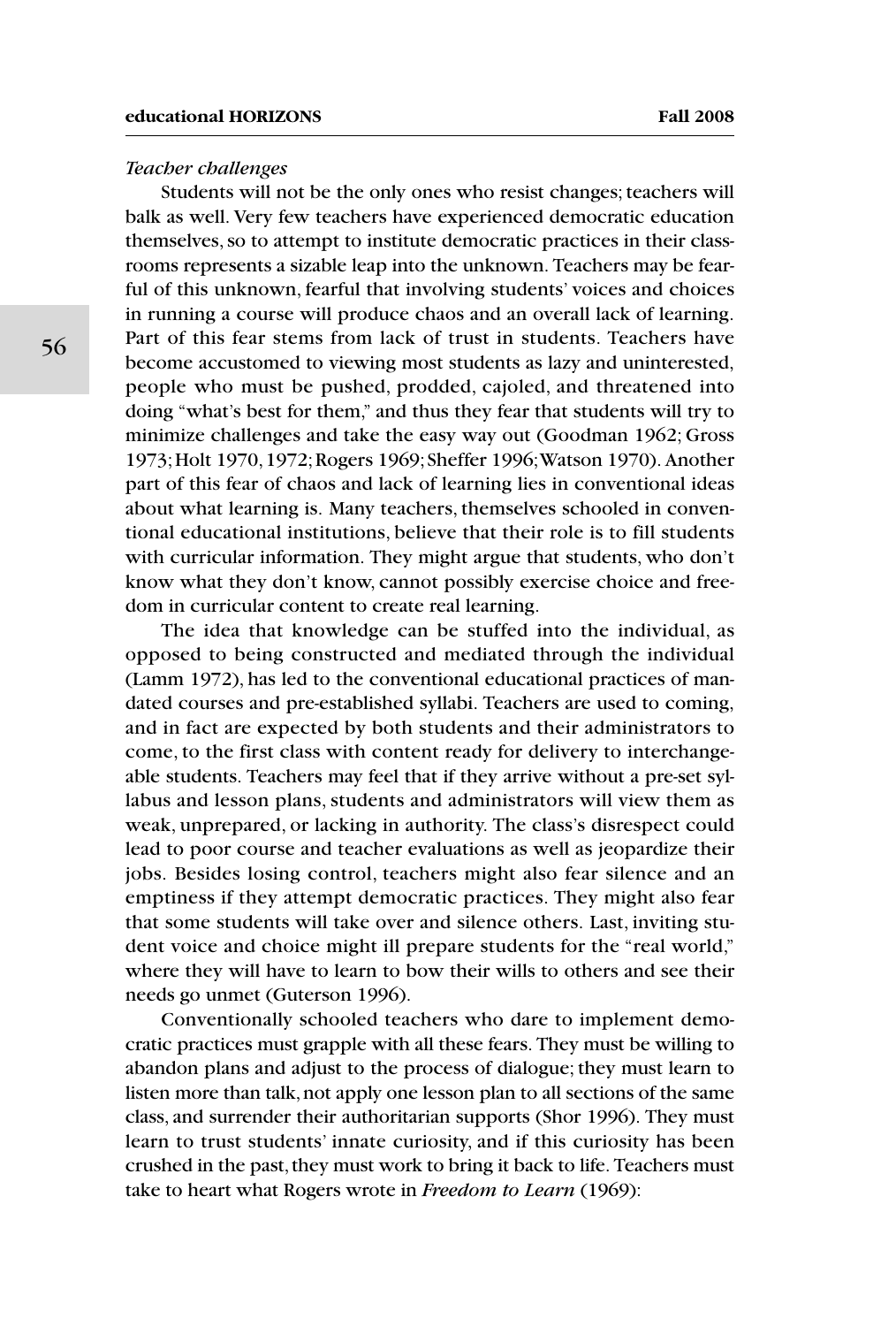*Teacher challenges*

Students will not be the only ones who resist changes; teachers will balk as well. Very few teachers have experienced democratic education themselves, so to attempt to institute democratic practices in their classrooms represents a sizable leap into the unknown. Teachers may be fearful of this unknown, fearful that involving students' voices and choices in running a course will produce chaos and an overall lack of learning. Part of this fear stems from lack of trust in students. Teachers have become accustomed to viewing most students as lazy and uninterested, people who must be pushed, prodded, cajoled, and threatened into doing "what's best for them," and thus they fear that students will try to minimize challenges and take the easy way out (Goodman 1962; Gross 1973; Holt 1970, 1972; Rogers 1969; Sheffer 1996; Watson 1970). Another part of this fear of chaos and lack of learning lies in conventional ideas about what learning is. Many teachers, themselves schooled in conventional educational institutions, believe that their role is to fill students with curricular information. They might argue that students, who don't know what they don't know, cannot possibly exercise choice and freedom in curricular content to create real learning.

The idea that knowledge can be stuffed into the individual, as opposed to being constructed and mediated through the individual (Lamm 1972), has led to the conventional educational practices of mandated courses and pre-established syllabi. Teachers are used to coming, and in fact are expected by both students and their administrators to come, to the first class with content ready for delivery to interchangeable students. Teachers may feel that if they arrive without a pre-set syllabus and lesson plans, students and administrators will view them as weak, unprepared, or lacking in authority. The class's disrespect could lead to poor course and teacher evaluations as well as jeopardize their jobs. Besides losing control, teachers might also fear silence and an emptiness if they attempt democratic practices. They might also fear that some students will take over and silence others. Last, inviting student voice and choice might ill prepare students for the "real world," where they will have to learn to bow their wills to others and see their needs go unmet (Guterson 1996).

Conventionally schooled teachers who dare to implement democratic practices must grapple with all these fears. They must be willing to abandon plans and adjust to the process of dialogue; they must learn to listen more than talk, not apply one lesson plan to all sections of the same class, and surrender their authoritarian supports (Shor 1996). They must learn to trust students' innate curiosity, and if this curiosity has been crushed in the past, they must work to bring it back to life. Teachers must take to heart what Rogers wrote in *Freedom to Learn* (1969):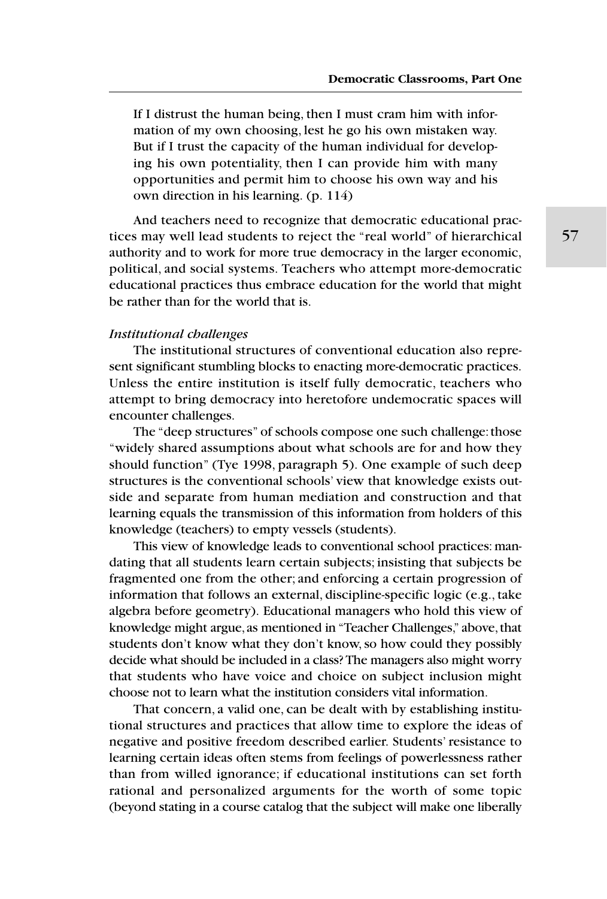> If I distrust the human being, then I must cram him with information of my own choosing, lest he go his own mistaken way. But if I trust the capacity of the human individual for developing his own potentiality, then I can provide him with many opportunities and permit him to choose his own way and his own direction in his learning. (p. 114)

And teachers need to recognize that democratic educational practices may well lead students to reject the "real world" of hierarchical authority and to work for more true democracy in the larger economic, political, and social systems. Teachers who attempt more-democratic educational practices thus embrace education for the world that might be rather than for the world that is.

*Institutional challenges*

The institutional structures of conventional education also represent significant stumbling blocks to enacting more-democratic practices. Unless the entire institution is itself fully democratic, teachers who attempt to bring democracy into heretofore undemocratic spaces will encounter challenges.

The "deep structures" of schools compose one such challenge: those "widely shared assumptions about what schools are for and how they should function" (Tye 1998, paragraph 5). One example of such deep structures is the conventional schools' view that knowledge exists outside and separate from human mediation and construction and that learning equals the transmission of this information from holders of this knowledge (teachers) to empty vessels (students).

This view of knowledge leads to conventional school practices: mandating that all students learn certain subjects; insisting that subjects be fragmented one from the other; and enforcing a certain progression of information that follows an external, discipline-specific logic (e.g., take algebra before geometry). Educational managers who hold this view of knowledge might argue, as mentioned in "Teacher Challenges," above, that students don't know what they don't know, so how could they possibly decide what should be included in a class? The managers also might worry that students who have voice and choice on subject inclusion might choose not to learn what the institution considers vital information.

That concern, a valid one, can be dealt with by establishing institutional structures and practices that allow time to explore the ideas of negative and positive freedom described earlier. Students' resistance to learning certain ideas often stems from feelings of powerlessness rather than from willed ignorance; if educational institutions can set forth rational and personalized arguments for the worth of some topic (beyond stating in a course catalog that the subject will make one liberally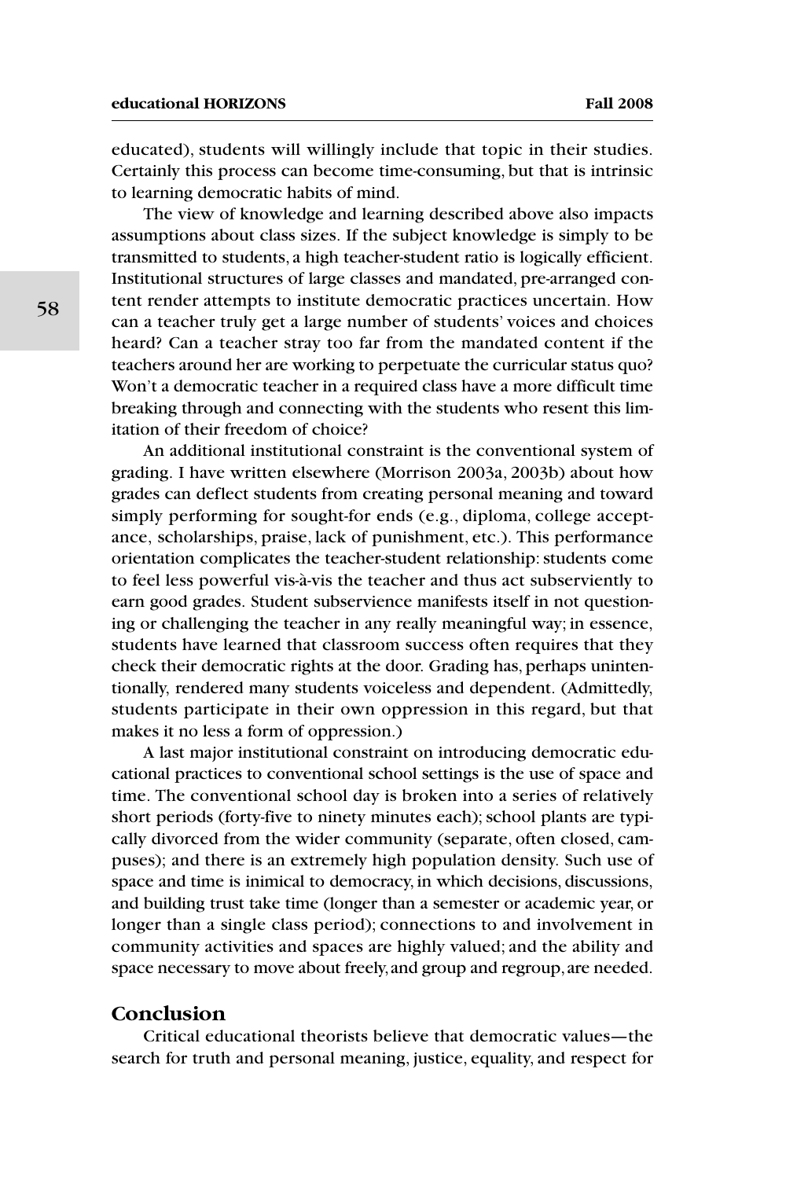educated), students will willingly include that topic in their studies. Certainly this process can become time-consuming, but that is intrinsic to learning democratic habits of mind.

The view of knowledge and learning described above also impacts assumptions about class sizes. If the subject knowledge is simply to be transmitted to students, a high teacher-student ratio is logically efficient. Institutional structures of large classes and mandated, pre-arranged content render attempts to institute democratic practices uncertain. How can a teacher truly get a large number of students' voices and choices heard? Can a teacher stray too far from the mandated content if the teachers around her are working to perpetuate the curricular status quo? Won't a democratic teacher in a required class have a more difficult time breaking through and connecting with the students who resent this limitation of their freedom of choice?

An additional institutional constraint is the conventional system of grading. I have written elsewhere (Morrison 2003a, 2003b) about how grades can deflect students from creating personal meaning and toward simply performing for sought-for ends (e.g., diploma, college acceptance, scholarships, praise, lack of punishment, etc.). This performance orientation complicates the teacher-student relationship: students come to feel less powerful vis-à-vis the teacher and thus act subserviently to earn good grades. Student subservience manifests itself in not questioning or challenging the teacher in any really meaningful way; in essence, students have learned that classroom success often requires that they check their democratic rights at the door. Grading has, perhaps unintentionally, rendered many students voiceless and dependent. (Admittedly, students participate in their own oppression in this regard, but that makes it no less a form of oppression.)

A last major institutional constraint on introducing democratic educational practices to conventional school settings is the use of space and time. The conventional school day is broken into a series of relatively short periods (forty-five to ninety minutes each); school plants are typically divorced from the wider community (separate, often closed, campuses); and there is an extremely high population density. Such use of space and time is inimical to democracy, in which decisions, discussions, and building trust take time (longer than a semester or academic year, or longer than a single class period); connections to and involvement in community activities and spaces are highly valued; and the ability and space necessary to move about freely, and group and regroup, are needed.

## Conclusion

Critical educational theorists believe that democratic values—the search for truth and personal meaning, justice, equality, and respect for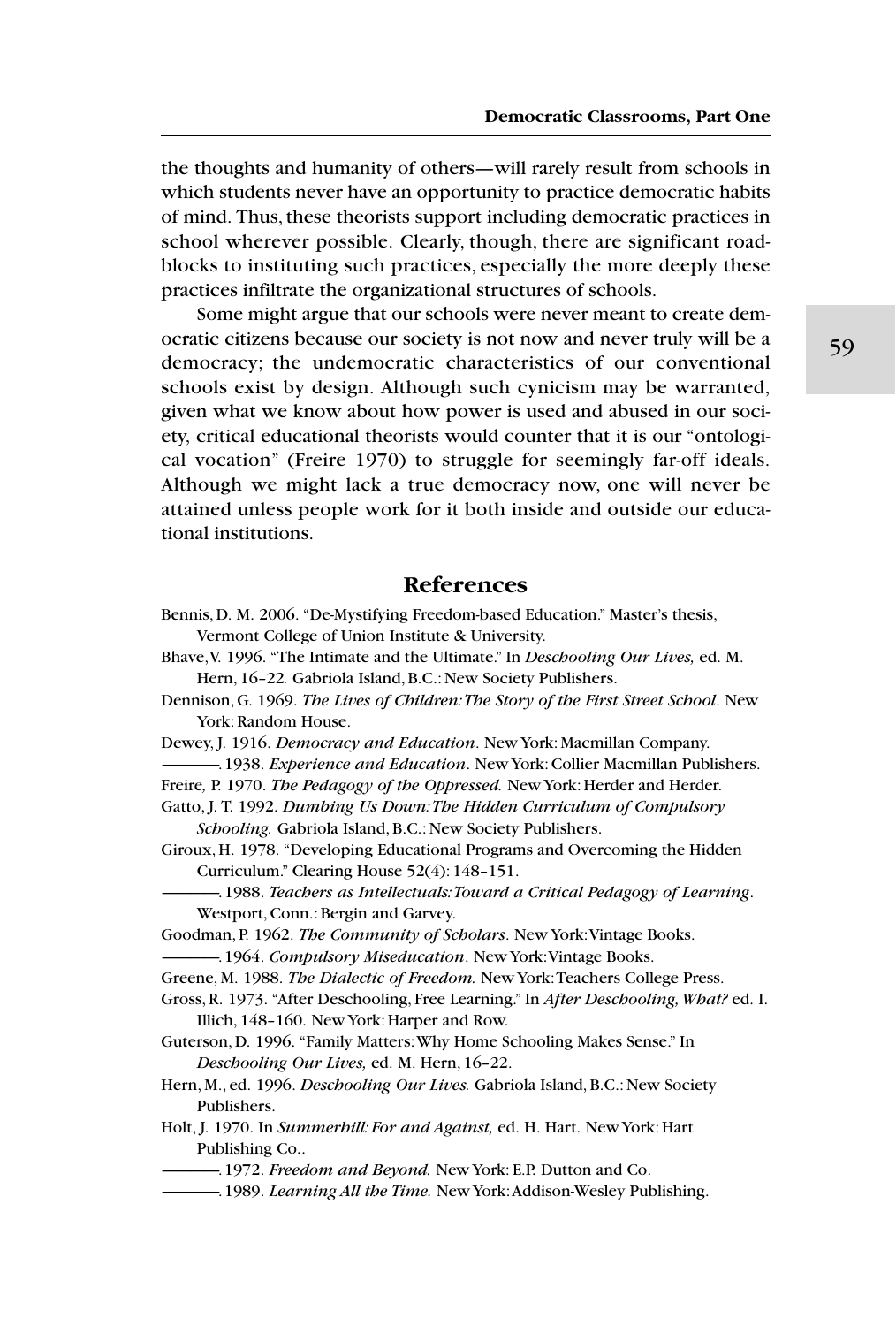the thoughts and humanity of others—will rarely result from schools in which students never have an opportunity to practice democratic habits of mind. Thus, these theorists support including democratic practices in school wherever possible. Clearly, though, there are significant roadblocks to instituting such practices, especially the more deeply these practices infiltrate the organizational structures of schools.

Some might argue that our schools were never meant to create democratic citizens because our society is not now and never truly will be a democracy; the undemocratic characteristics of our conventional schools exist by design. Although such cynicism may be warranted, given what we know about how power is used and abused in our society, critical educational theorists would counter that it is our "ontological vocation" (Freire 1970) to struggle for seemingly far-off ideals. Although we might lack a true democracy now, one will never be attained unless people work for it both inside and outside our educational institutions.

## References

Bennis, D. M. 2006. "De-Mystifying Freedom-based Education." Master's thesis, Vermont College of Union Institute & University.

Bhave, V. 1996. "The Intimate and the Ultimate." In *Deschooling Our Lives,* ed. M. Hern, 16–22. Gabriola Island, B.C.: New Society Publishers.

Dennison, G. 1969. *The Lives of Children: The Story of the First Street School*. New York: Random House.

Dewey, J. 1916. *Democracy and Education*. New York: Macmillan Company.

———. 1938. *Experience and Education*. New York: Collier Macmillan Publishers.

Freire, P. 1970. *The Pedagogy of the Oppressed.* New York: Herder and Herder.

Gatto, J. T. 1992. *Dumbing Us Down: The Hidden Curriculum of Compulsory Schooling.* Gabriola Island, B.C.: New Society Publishers.

Giroux, H. 1978. "Developing Educational Programs and Overcoming the Hidden Curriculum." Clearing House 52(4): 148–151.

———. 1988. *Teachers as Intellectuals: Toward a Critical Pedagogy of Learning*. Westport, Conn.: Bergin and Garvey.

Goodman, P. 1962. *The Community of Scholars*. New York: Vintage Books.

———. 1964. *Compulsory Miseducation*. New York: Vintage Books.

Greene, M. 1988. *The Dialectic of Freedom.* New York: Teachers College Press.

Gross, R. 1973. "After Deschooling, Free Learning." In *After Deschooling, What?* ed. I. Illich, 148–160. New York: Harper and Row.

Guterson, D. 1996. "Family Matters: Why Home Schooling Makes Sense." In *Deschooling Our Lives,* ed. M. Hern, 16–22.

Hern, M., ed. 1996. *Deschooling Our Lives.* Gabriola Island, B.C.: New Society Publishers.

Holt, J. 1970. In *Summerhill: For and Against,* ed. H. Hart. New York: Hart Publishing Co..

———. 1972. *Freedom and Beyond.* New York: E.P. Dutton and Co.

———. 1989. *Learning All the Time.* New York: Addison-Wesley Publishing.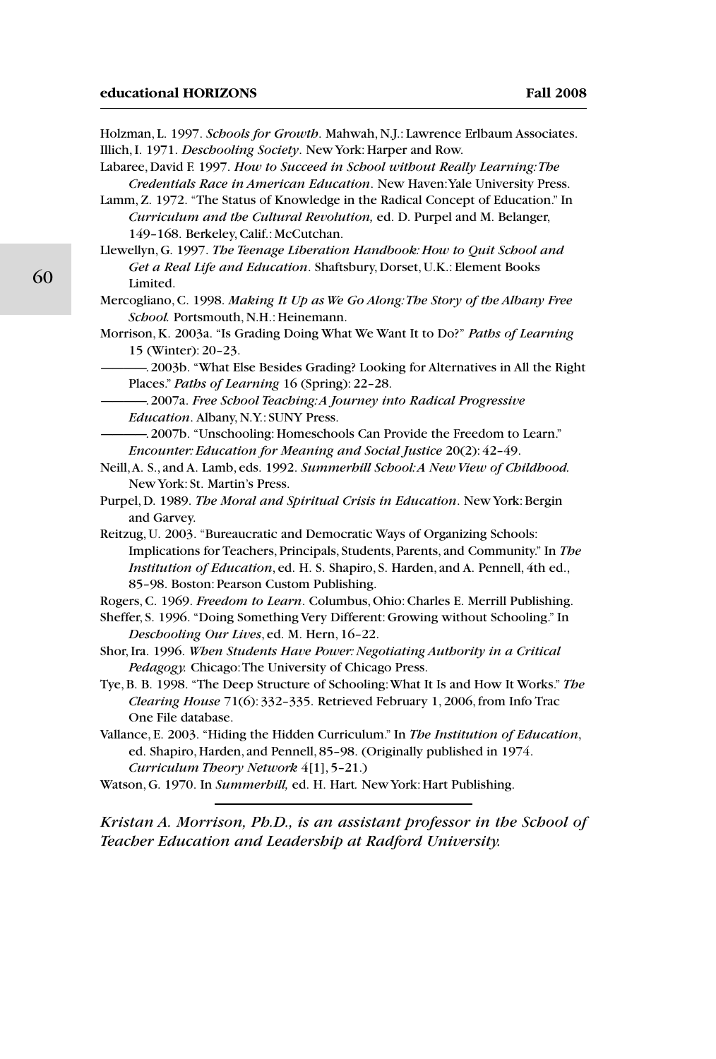Holzman, L. 1997. *Schools for Growth*. Mahwah, N.J.: Lawrence Erlbaum Associates.

Illich, I. 1971. *Deschooling Society*. New York: Harper and Row.

Labaree, David F. 1997. *How to Succeed in School without Really Learning: The Credentials Race in American Education*. New Haven: Yale University Press.

Lamm, Z. 1972. "The Status of Knowledge in the Radical Concept of Education." In *Curriculum and the Cultural Revolution,* ed. D. Purpel and M. Belanger, 149–168. Berkeley, Calif.: McCutchan.

Llewellyn, G. 1997. *The Teenage Liberation Handbook: How to Quit School and Get a Real Life and Education*. Shaftsbury, Dorset, U.K.: Element Books Limited.

Mercogliano, C. 1998. *Making It Up as We Go Along: The Story of the Albany Free School.* Portsmouth, N.H.: Heinemann.

Morrison, K. 2003a. "Is Grading Doing What We Want It to Do?" *Paths of Learning* 15 (Winter): 20–23.

———. 2003b. "What Else Besides Grading? Looking for Alternatives in All the Right Places." *Paths of Learning* 16 (Spring): 22–28.

———. 2007a. *Free School Teaching: A Journey into Radical Progressive Education*. Albany, N.Y.: SUNY Press.

———. 2007b. "Unschooling: Homeschools Can Provide the Freedom to Learn." *Encounter: Education for Meaning and Social Justice* 20(2): 42–49.

Neill, A. S., and A. Lamb, eds. 1992. *Summerhill School: A New View of Childhood.* New York: St. Martin's Press.

Purpel, D. 1989. *The Moral and Spiritual Crisis in Education*. New York: Bergin and Garvey.

Reitzug, U. 2003. "Bureaucratic and Democratic Ways of Organizing Schools: Implications for Teachers, Principals, Students, Parents, and Community." In *The Institution of Education*, ed. H. S. Shapiro, S. Harden, and A. Pennell, 4th ed., 85–98. Boston: Pearson Custom Publishing.

Rogers, C. 1969. *Freedom to Learn*. Columbus, Ohio: Charles E. Merrill Publishing.

Sheffer, S. 1996. "Doing Something Very Different: Growing without Schooling." In *Deschooling Our Lives*, ed. M. Hern, 16–22.

Shor, Ira. 1996. *When Students Have Power: Negotiating Authority in a Critical Pedagogy.* Chicago: The University of Chicago Press.

Tye, B. B. 1998. "The Deep Structure of Schooling: What It Is and How It Works." *The Clearing House* 71(6): 332–335. Retrieved February 1, 2006, from Info Trac One File database.

Vallance, E. 2003. "Hiding the Hidden Curriculum." In *The Institution of Education*, ed. Shapiro, Harden, and Pennell, 85–98. (Originally published in 1974. *Curriculum Theory Network* 4[1], 5–21.)

Watson, G. 1970. In *Summerhill,* ed. H. Hart. New York: Hart Publishing.

---

*Kristan A. Morrison, Ph.D., is an assistant professor in the School of Teacher Education and Leadership at Radford University.*